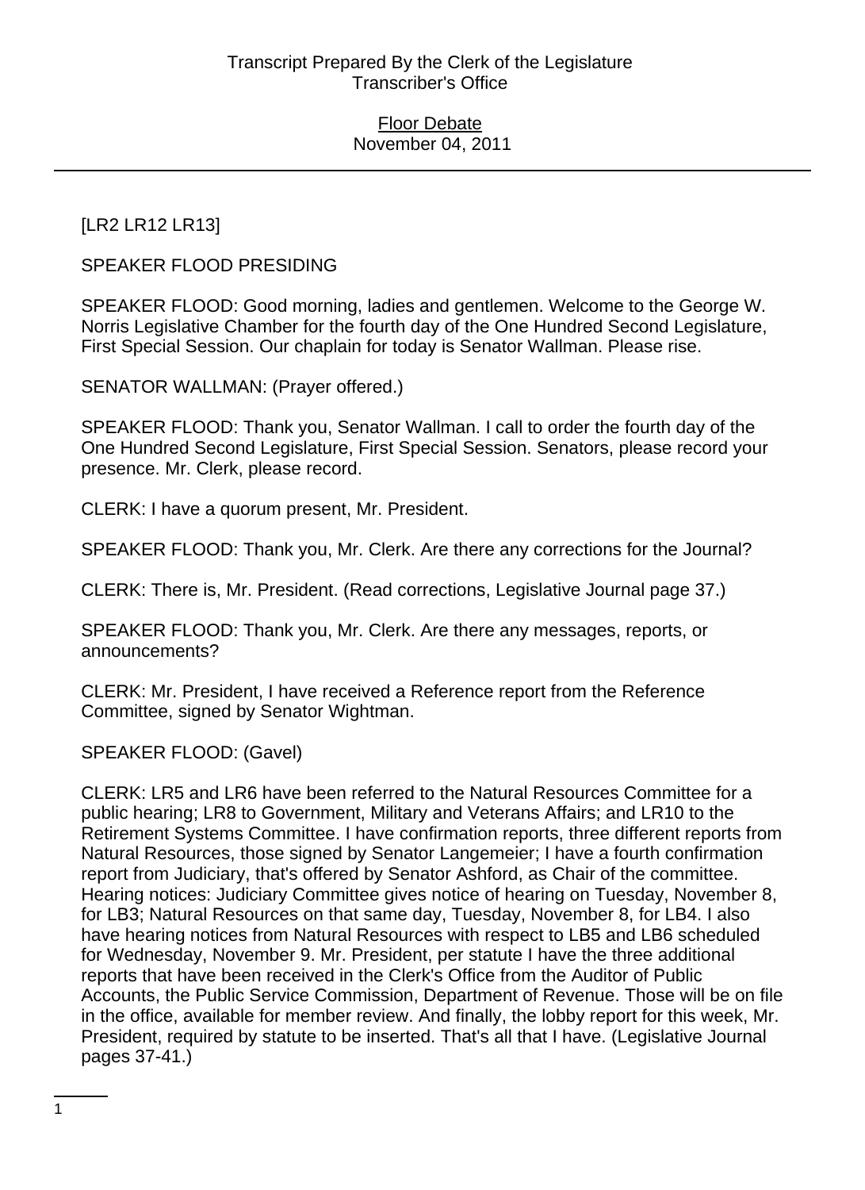Transcript Prepared By the Clerk of the Legislature
Transcriber's Office

Floor Debate
November 04, 2011

[LR2 LR12 LR13]

SPEAKER FLOOD PRESIDING

SPEAKER FLOOD: Good morning, ladies and gentlemen. Welcome to the George W. Norris Legislative Chamber for the fourth day of the One Hundred Second Legislature, First Special Session. Our chaplain for today is Senator Wallman. Please rise.

SENATOR WALLMAN: (Prayer offered.)

SPEAKER FLOOD: Thank you, Senator Wallman. I call to order the fourth day of the One Hundred Second Legislature, First Special Session. Senators, please record your presence. Mr. Clerk, please record.

CLERK: I have a quorum present, Mr. President.

SPEAKER FLOOD: Thank you, Mr. Clerk. Are there any corrections for the Journal?

CLERK: There is, Mr. President. (Read corrections, Legislative Journal page 37.)

SPEAKER FLOOD: Thank you, Mr. Clerk. Are there any messages, reports, or announcements?

CLERK: Mr. President, I have received a Reference report from the Reference Committee, signed by Senator Wightman.

SPEAKER FLOOD: (Gavel)

CLERK: LR5 and LR6 have been referred to the Natural Resources Committee for a public hearing; LR8 to Government, Military and Veterans Affairs; and LR10 to the Retirement Systems Committee. I have confirmation reports, three different reports from Natural Resources, those signed by Senator Langemeier; I have a fourth confirmation report from Judiciary, that's offered by Senator Ashford, as Chair of the committee. Hearing notices: Judiciary Committee gives notice of hearing on Tuesday, November 8, for LB3; Natural Resources on that same day, Tuesday, November 8, for LB4. I also have hearing notices from Natural Resources with respect to LB5 and LB6 scheduled for Wednesday, November 9. Mr. President, per statute I have the three additional reports that have been received in the Clerk's Office from the Auditor of Public Accounts, the Public Service Commission, Department of Revenue. Those will be on file in the office, available for member review. And finally, the lobby report for this week, Mr. President, required by statute to be inserted. That's all that I have. (Legislative Journal pages 37-41.)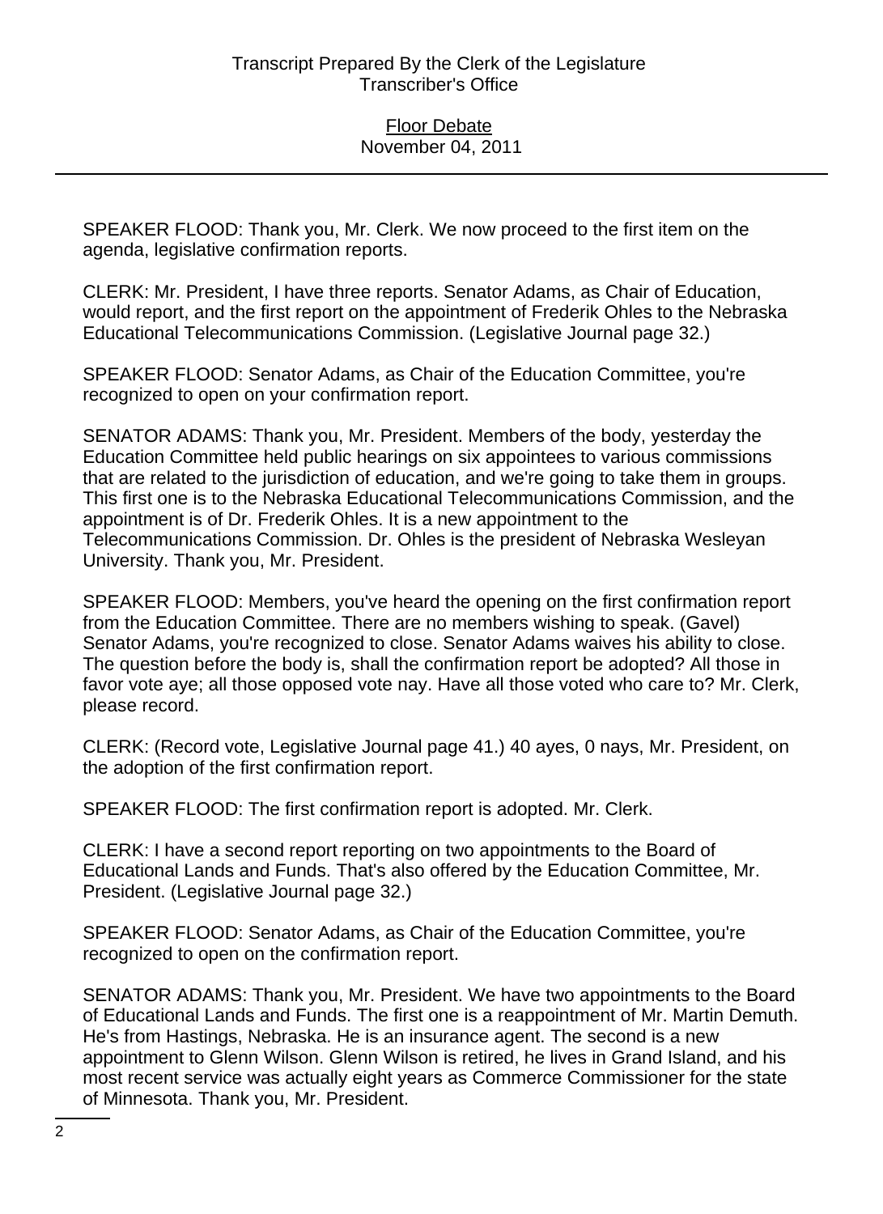SPEAKER FLOOD: Thank you, Mr. Clerk. We now proceed to the first item on the agenda, legislative confirmation reports.

CLERK: Mr. President, I have three reports. Senator Adams, as Chair of Education, would report, and the first report on the appointment of Frederik Ohles to the Nebraska Educational Telecommunications Commission. (Legislative Journal page 32.)

SPEAKER FLOOD: Senator Adams, as Chair of the Education Committee, you're recognized to open on your confirmation report.

SENATOR ADAMS: Thank you, Mr. President. Members of the body, yesterday the Education Committee held public hearings on six appointees to various commissions that are related to the jurisdiction of education, and we're going to take them in groups. This first one is to the Nebraska Educational Telecommunications Commission, and the appointment is of Dr. Frederik Ohles. It is a new appointment to the Telecommunications Commission. Dr. Ohles is the president of Nebraska Wesleyan University. Thank you, Mr. President.

SPEAKER FLOOD: Members, you've heard the opening on the first confirmation report from the Education Committee. There are no members wishing to speak. (Gavel) Senator Adams, you're recognized to close. Senator Adams waives his ability to close. The question before the body is, shall the confirmation report be adopted? All those in favor vote aye; all those opposed vote nay. Have all those voted who care to? Mr. Clerk, please record.

CLERK: (Record vote, Legislative Journal page 41.) 40 ayes, 0 nays, Mr. President, on the adoption of the first confirmation report.

SPEAKER FLOOD: The first confirmation report is adopted. Mr. Clerk.

CLERK: I have a second report reporting on two appointments to the Board of Educational Lands and Funds. That's also offered by the Education Committee, Mr. President. (Legislative Journal page 32.)

SPEAKER FLOOD: Senator Adams, as Chair of the Education Committee, you're recognized to open on the confirmation report.

SENATOR ADAMS: Thank you, Mr. President. We have two appointments to the Board of Educational Lands and Funds. The first one is a reappointment of Mr. Martin Demuth. He's from Hastings, Nebraska. He is an insurance agent. The second is a new appointment to Glenn Wilson. Glenn Wilson is retired, he lives in Grand Island, and his most recent service was actually eight years as Commerce Commissioner for the state of Minnesota. Thank you, Mr. President.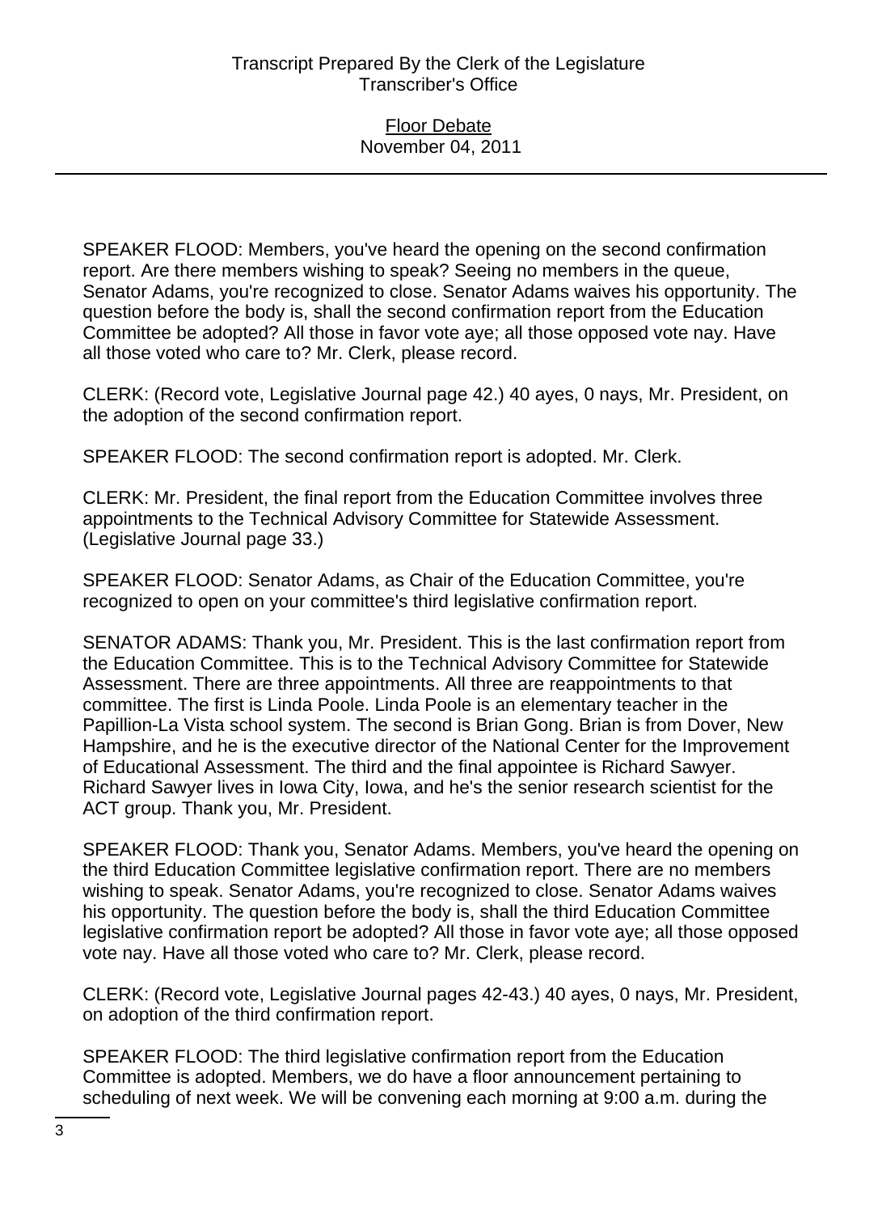SPEAKER FLOOD: Members, you've heard the opening on the second confirmation report. Are there members wishing to speak? Seeing no members in the queue, Senator Adams, you're recognized to close. Senator Adams waives his opportunity. The question before the body is, shall the second confirmation report from the Education Committee be adopted? All those in favor vote aye; all those opposed vote nay. Have all those voted who care to? Mr. Clerk, please record.

CLERK: (Record vote, Legislative Journal page 42.) 40 ayes, 0 nays, Mr. President, on the adoption of the second confirmation report.

SPEAKER FLOOD: The second confirmation report is adopted. Mr. Clerk.

CLERK: Mr. President, the final report from the Education Committee involves three appointments to the Technical Advisory Committee for Statewide Assessment. (Legislative Journal page 33.)

SPEAKER FLOOD: Senator Adams, as Chair of the Education Committee, you're recognized to open on your committee's third legislative confirmation report.

SENATOR ADAMS: Thank you, Mr. President. This is the last confirmation report from the Education Committee. This is to the Technical Advisory Committee for Statewide Assessment. There are three appointments. All three are reappointments to that committee. The first is Linda Poole. Linda Poole is an elementary teacher in the Papillion-La Vista school system. The second is Brian Gong. Brian is from Dover, New Hampshire, and he is the executive director of the National Center for the Improvement of Educational Assessment. The third and the final appointee is Richard Sawyer. Richard Sawyer lives in Iowa City, Iowa, and he's the senior research scientist for the ACT group. Thank you, Mr. President.

SPEAKER FLOOD: Thank you, Senator Adams. Members, you've heard the opening on the third Education Committee legislative confirmation report. There are no members wishing to speak. Senator Adams, you're recognized to close. Senator Adams waives his opportunity. The question before the body is, shall the third Education Committee legislative confirmation report be adopted? All those in favor vote aye; all those opposed vote nay. Have all those voted who care to? Mr. Clerk, please record.

CLERK: (Record vote, Legislative Journal pages 42-43.) 40 ayes, 0 nays, Mr. President, on adoption of the third confirmation report.

SPEAKER FLOOD: The third legislative confirmation report from the Education Committee is adopted. Members, we do have a floor announcement pertaining to scheduling of next week. We will be convening each morning at 9:00 a.m. during the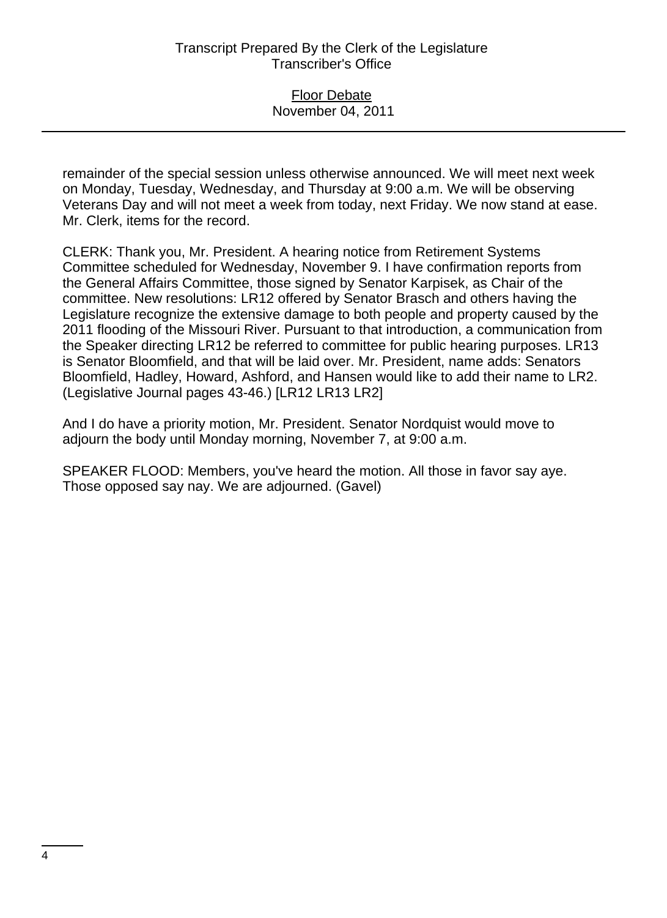remainder of the special session unless otherwise announced. We will meet next week on Monday, Tuesday, Wednesday, and Thursday at 9:00 a.m. We will be observing Veterans Day and will not meet a week from today, next Friday. We now stand at ease. Mr. Clerk, items for the record.

CLERK: Thank you, Mr. President. A hearing notice from Retirement Systems Committee scheduled for Wednesday, November 9. I have confirmation reports from the General Affairs Committee, those signed by Senator Karpisek, as Chair of the committee. New resolutions: LR12 offered by Senator Brasch and others having the Legislature recognize the extensive damage to both people and property caused by the 2011 flooding of the Missouri River. Pursuant to that introduction, a communication from the Speaker directing LR12 be referred to committee for public hearing purposes. LR13 is Senator Bloomfield, and that will be laid over. Mr. President, name adds: Senators Bloomfield, Hadley, Howard, Ashford, and Hansen would like to add their name to LR2. (Legislative Journal pages 43-46.) [LR12 LR13 LR2]

And I do have a priority motion, Mr. President. Senator Nordquist would move to adjourn the body until Monday morning, November 7, at 9:00 a.m.

SPEAKER FLOOD: Members, you've heard the motion. All those in favor say aye. Those opposed say nay. We are adjourned. (Gavel)